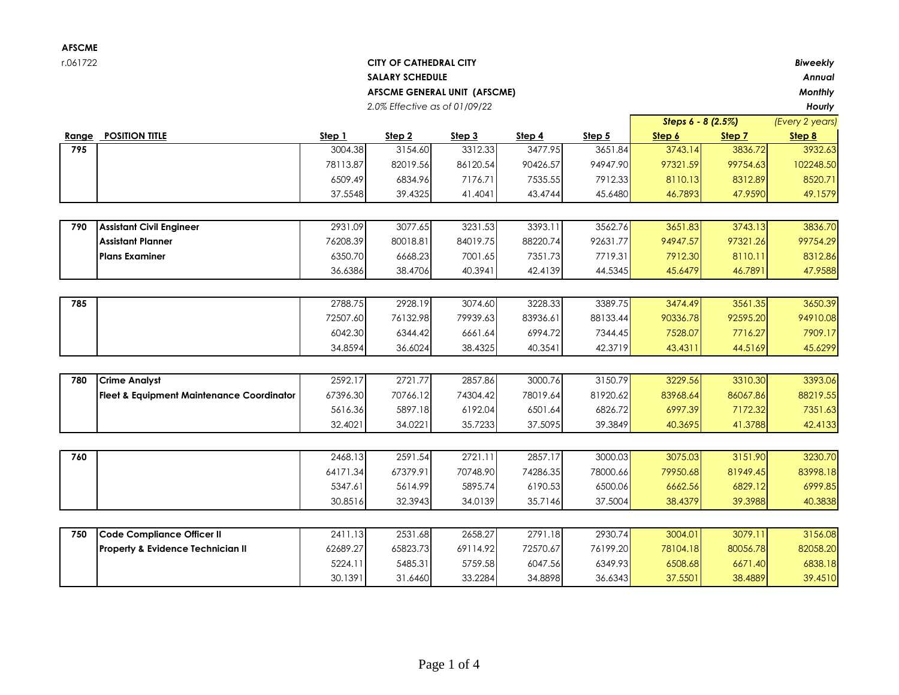**AFSCME**

r.061722

**CITY OF CATHEDRAL CITY**

**SALARY SCHEDULE**

**AFSCME GENERAL UNIT (AFSCME)**

*2.0% Effective as of 01/09/22*

***Biweekly***
***Annual***
***Monthly***
***Hourly***

| | | | | | | | ***Steps 6 - 8 (2.5%)*** | | *(Every 2 years)* |
|---|---|---|---|---|---|---|---|---|---|
| **Range** | **POSITION TITLE** | **Step 1** | **Step 2** | **Step 3** | **Step 4** | **Step 5** | **Step 6** | **Step 7** | **Step 8** |
| **795** | | 3004.38 | 3154.60 | 3312.33 | 3477.95 | 3651.84 | 3743.14 | 3836.72 | 3932.63 |
| | | 78113.87 | 82019.56 | 86120.54 | 90426.57 | 94947.90 | 97321.59 | 99754.63 | 102248.50 |
| | | 6509.49 | 6834.96 | 7176.71 | 7535.55 | 7912.33 | 8110.13 | 8312.89 | 8520.71 |
| | | 37.5548 | 39.4325 | 41.4041 | 43.4744 | 45.6480 | 46.7893 | 47.9590 | 49.1579 |
| **790** | **Assistant Civil Engineer** | 2931.09 | 3077.65 | 3231.53 | 3393.11 | 3562.76 | 3651.83 | 3743.13 | 3836.70 |
| | **Assistant Planner** | 76208.39 | 80018.81 | 84019.75 | 88220.74 | 92631.77 | 94947.57 | 97321.26 | 99754.29 |
| | **Plans Examiner** | 6350.70 | 6668.23 | 7001.65 | 7351.73 | 7719.31 | 7912.30 | 8110.11 | 8312.86 |
| | | 36.6386 | 38.4706 | 40.3941 | 42.4139 | 44.5345 | 45.6479 | 46.7891 | 47.9588 |
| **785** | | 2788.75 | 2928.19 | 3074.60 | 3228.33 | 3389.75 | 3474.49 | 3561.35 | 3650.39 |
| | | 72507.60 | 76132.98 | 79939.63 | 83936.61 | 88133.44 | 90336.78 | 92595.20 | 94910.08 |
| | | 6042.30 | 6344.42 | 6661.64 | 6994.72 | 7344.45 | 7528.07 | 7716.27 | 7909.17 |
| | | 34.8594 | 36.6024 | 38.4325 | 40.3541 | 42.3719 | 43.4311 | 44.5169 | 45.6299 |
| **780** | **Crime Analyst** | 2592.17 | 2721.77 | 2857.86 | 3000.76 | 3150.79 | 3229.56 | 3310.30 | 3393.06 |
| | **Fleet & Equipment Maintenance Coordinator** | 67396.30 | 70766.12 | 74304.42 | 78019.64 | 81920.62 | 83968.64 | 86067.86 | 88219.55 |
| | | 5616.36 | 5897.18 | 6192.04 | 6501.64 | 6826.72 | 6997.39 | 7172.32 | 7351.63 |
| | | 32.4021 | 34.0221 | 35.7233 | 37.5095 | 39.3849 | 40.3695 | 41.3788 | 42.4133 |
| **760** | | 2468.13 | 2591.54 | 2721.11 | 2857.17 | 3000.03 | 3075.03 | 3151.90 | 3230.70 |
| | | 64171.34 | 67379.91 | 70748.90 | 74286.35 | 78000.66 | 79950.68 | 81949.45 | 83998.18 |
| | | 5347.61 | 5614.99 | 5895.74 | 6190.53 | 6500.06 | 6662.56 | 6829.12 | 6999.85 |
| | | 30.8516 | 32.3943 | 34.0139 | 35.7146 | 37.5004 | 38.4379 | 39.3988 | 40.3838 |
| **750** | **Code Compliance Officer II** | 2411.13 | 2531.68 | 2658.27 | 2791.18 | 2930.74 | 3004.01 | 3079.11 | 3156.08 |
| | **Property & Evidence Technician II** | 62689.27 | 65823.73 | 69114.92 | 72570.67 | 76199.20 | 78104.18 | 80056.78 | 82058.20 |
| | | 5224.11 | 5485.31 | 5759.58 | 6047.56 | 6349.93 | 6508.68 | 6671.40 | 6838.18 |
| | | 30.1391 | 31.6460 | 33.2284 | 34.8898 | 36.6343 | 37.5501 | 38.4889 | 39.4510 |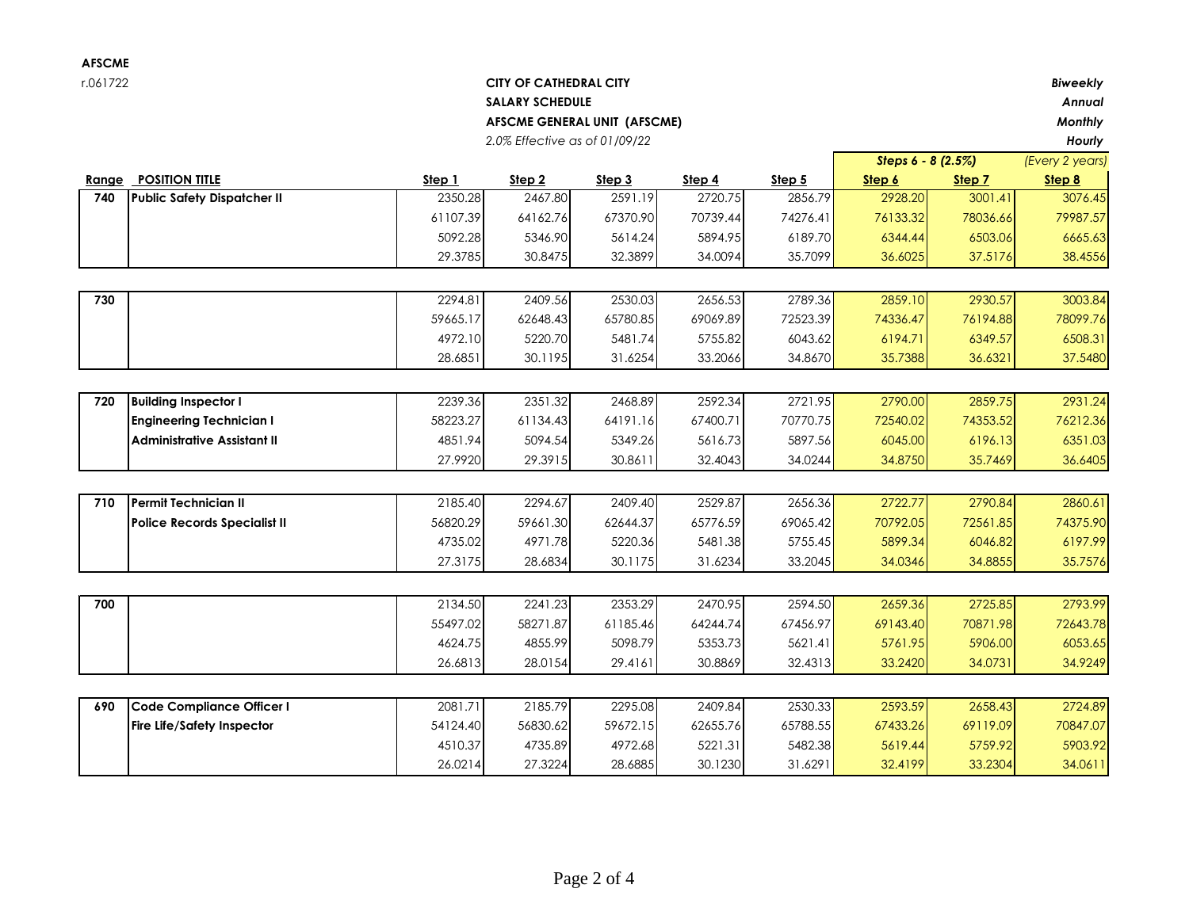**AFSCME**

r.061722

**CITY OF CATHEDRAL CITY**
**SALARY SCHEDULE**
**AFSCME GENERAL UNIT (AFSCME)**
*2.0% Effective as of 01/09/22*

***Biweekly***
***Annual***
***Monthly***
***Hourly***

| Range | POSITION TITLE | Step 1 | Step 2 | Step 3 | Step 4 | Step 5 | Step 6 | Step 7 | Step 8 |
|---|---|---|---|---|---|---|---|---|---|
| | | | | | | | *Steps 6 - 8 (2.5%)* | | *(Every 2 years)* |
| **740** | **Public Safety Dispatcher II** | 2350.28 | 2467.80 | 2591.19 | 2720.75 | 2856.79 | 2928.20 | 3001.41 | 3076.45 |
| | | 61107.39 | 64162.76 | 67370.90 | 70739.44 | 74276.41 | 76133.32 | 78036.66 | 79987.57 |
| | | 5092.28 | 5346.90 | 5614.24 | 5894.95 | 6189.70 | 6344.44 | 6503.06 | 6665.63 |
| | | 29.3785 | 30.8475 | 32.3899 | 34.0094 | 35.7099 | 36.6025 | 37.5176 | 38.4556 |
| **730** | | 2294.81 | 2409.56 | 2530.03 | 2656.53 | 2789.36 | 2859.10 | 2930.57 | 3003.84 |
| | | 59665.17 | 62648.43 | 65780.85 | 69069.89 | 72523.39 | 74336.47 | 76194.88 | 78099.76 |
| | | 4972.10 | 5220.70 | 5481.74 | 5755.82 | 6043.62 | 6194.71 | 6349.57 | 6508.31 |
| | | 28.6851 | 30.1195 | 31.6254 | 33.2066 | 34.8670 | 35.7388 | 36.6321 | 37.5480 |
| **720** | **Building Inspector I** | 2239.36 | 2351.32 | 2468.89 | 2592.34 | 2721.95 | 2790.00 | 2859.75 | 2931.24 |
| | **Engineering Technician I** | 58223.27 | 61134.43 | 64191.16 | 67400.71 | 70770.75 | 72540.02 | 74353.52 | 76212.36 |
| | **Administrative Assistant II** | 4851.94 | 5094.54 | 5349.26 | 5616.73 | 5897.56 | 6045.00 | 6196.13 | 6351.03 |
| | | 27.9920 | 29.3915 | 30.8611 | 32.4043 | 34.0244 | 34.8750 | 35.7469 | 36.6405 |
| **710** | **Permit Technician II** | 2185.40 | 2294.67 | 2409.40 | 2529.87 | 2656.36 | 2722.77 | 2790.84 | 2860.61 |
| | **Police Records Specialist II** | 56820.29 | 59661.30 | 62644.37 | 65776.59 | 69065.42 | 70792.05 | 72561.85 | 74375.90 |
| | | 4735.02 | 4971.78 | 5220.36 | 5481.38 | 5755.45 | 5899.34 | 6046.82 | 6197.99 |
| | | 27.3175 | 28.6834 | 30.1175 | 31.6234 | 33.2045 | 34.0346 | 34.8855 | 35.7576 |
| **700** | | 2134.50 | 2241.23 | 2353.29 | 2470.95 | 2594.50 | 2659.36 | 2725.85 | 2793.99 |
| | | 55497.02 | 58271.87 | 61185.46 | 64244.74 | 67456.97 | 69143.40 | 70871.98 | 72643.78 |
| | | 4624.75 | 4855.99 | 5098.79 | 5353.73 | 5621.41 | 5761.95 | 5906.00 | 6053.65 |
| | | 26.6813 | 28.0154 | 29.4161 | 30.8869 | 32.4313 | 33.2420 | 34.0731 | 34.9249 |
| **690** | **Code Compliance Officer I** | 2081.71 | 2185.79 | 2295.08 | 2409.84 | 2530.33 | 2593.59 | 2658.43 | 2724.89 |
| | **Fire Life/Safety Inspector** | 54124.40 | 56830.62 | 59672.15 | 62655.76 | 65788.55 | 67433.26 | 69119.09 | 70847.07 |
| | | 4510.37 | 4735.89 | 4972.68 | 5221.31 | 5482.38 | 5619.44 | 5759.92 | 5903.92 |
| | | 26.0214 | 27.3224 | 28.6885 | 30.1230 | 31.6291 | 32.4199 | 33.2304 | 34.0611 |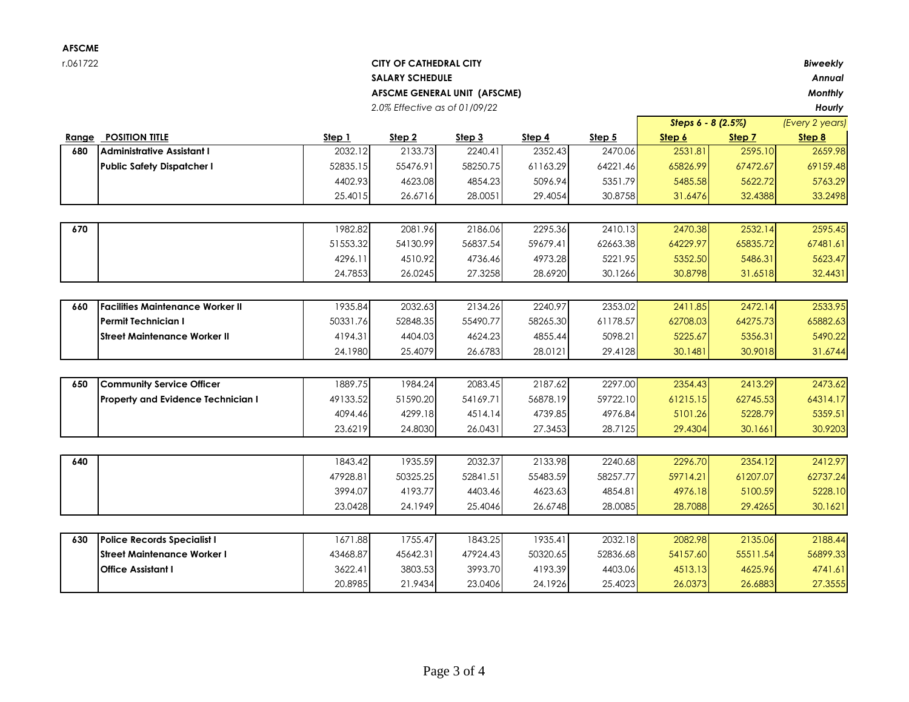**AFSCME**

r.061722

**CITY OF CATHEDRAL CITY**
**SALARY SCHEDULE**
**AFSCME GENERAL UNIT (AFSCME)**
*2.0% Effective as of 01/09/22*

***Biweekly***
***Annual***
***Monthly***
***Hourly***

| Range | POSITION TITLE | Step 1 | Step 2 | Step 3 | Step 4 | Step 5 | Step 6 | Step 7 | Step 8 |
|---|---|---|---|---|---|---|---|---|---|
| | | | | | | | *Steps 6 - 8 (2.5%)* | | *(Every 2 years)* |
| **680** | **Administrative Assistant I** | 2032.12 | 2133.73 | 2240.41 | 2352.43 | 2470.06 | 2531.81 | 2595.10 | 2659.98 |
| | **Public Safety Dispatcher I** | 52835.15 | 55476.91 | 58250.75 | 61163.29 | 64221.46 | 65826.99 | 67472.67 | 69159.48 |
| | | 4402.93 | 4623.08 | 4854.23 | 5096.94 | 5351.79 | 5485.58 | 5622.72 | 5763.29 |
| | | 25.4015 | 26.6716 | 28.0051 | 29.4054 | 30.8758 | 31.6476 | 32.4388 | 33.2498 |
| **670** | | 1982.82 | 2081.96 | 2186.06 | 2295.36 | 2410.13 | 2470.38 | 2532.14 | 2595.45 |
| | | 51553.32 | 54130.99 | 56837.54 | 59679.41 | 62663.38 | 64229.97 | 65835.72 | 67481.61 |
| | | 4296.11 | 4510.92 | 4736.46 | 4973.28 | 5221.95 | 5352.50 | 5486.31 | 5623.47 |
| | | 24.7853 | 26.0245 | 27.3258 | 28.6920 | 30.1266 | 30.8798 | 31.6518 | 32.4431 |
| **660** | **Facilities Maintenance Worker II** | 1935.84 | 2032.63 | 2134.26 | 2240.97 | 2353.02 | 2411.85 | 2472.14 | 2533.95 |
| | **Permit Technician I** | 50331.76 | 52848.35 | 55490.77 | 58265.30 | 61178.57 | 62708.03 | 64275.73 | 65882.63 |
| | **Street Maintenance Worker II** | 4194.31 | 4404.03 | 4624.23 | 4855.44 | 5098.21 | 5225.67 | 5356.31 | 5490.22 |
| | | 24.1980 | 25.4079 | 26.6783 | 28.0121 | 29.4128 | 30.1481 | 30.9018 | 31.6744 |
| **650** | **Community Service Officer** | 1889.75 | 1984.24 | 2083.45 | 2187.62 | 2297.00 | 2354.43 | 2413.29 | 2473.62 |
| | **Property and Evidence Technician I** | 49133.52 | 51590.20 | 54169.71 | 56878.19 | 59722.10 | 61215.15 | 62745.53 | 64314.17 |
| | | 4094.46 | 4299.18 | 4514.14 | 4739.85 | 4976.84 | 5101.26 | 5228.79 | 5359.51 |
| | | 23.6219 | 24.8030 | 26.0431 | 27.3453 | 28.7125 | 29.4304 | 30.1661 | 30.9203 |
| **640** | | 1843.42 | 1935.59 | 2032.37 | 2133.98 | 2240.68 | 2296.70 | 2354.12 | 2412.97 |
| | | 47928.81 | 50325.25 | 52841.51 | 55483.59 | 58257.77 | 59714.21 | 61207.07 | 62737.24 |
| | | 3994.07 | 4193.77 | 4403.46 | 4623.63 | 4854.81 | 4976.18 | 5100.59 | 5228.10 |
| | | 23.0428 | 24.1949 | 25.4046 | 26.6748 | 28.0085 | 28.7088 | 29.4265 | 30.1621 |
| **630** | **Police Records Specialist I** | 1671.88 | 1755.47 | 1843.25 | 1935.41 | 2032.18 | 2082.98 | 2135.06 | 2188.44 |
| | **Street Maintenance Worker I** | 43468.87 | 45642.31 | 47924.43 | 50320.65 | 52836.68 | 54157.60 | 55511.54 | 56899.33 |
| | **Office Assistant I** | 3622.41 | 3803.53 | 3993.70 | 4193.39 | 4403.06 | 4513.13 | 4625.96 | 4741.61 |
| | | 20.8985 | 21.9434 | 23.0406 | 24.1926 | 25.4023 | 26.0373 | 26.6883 | 27.3555 |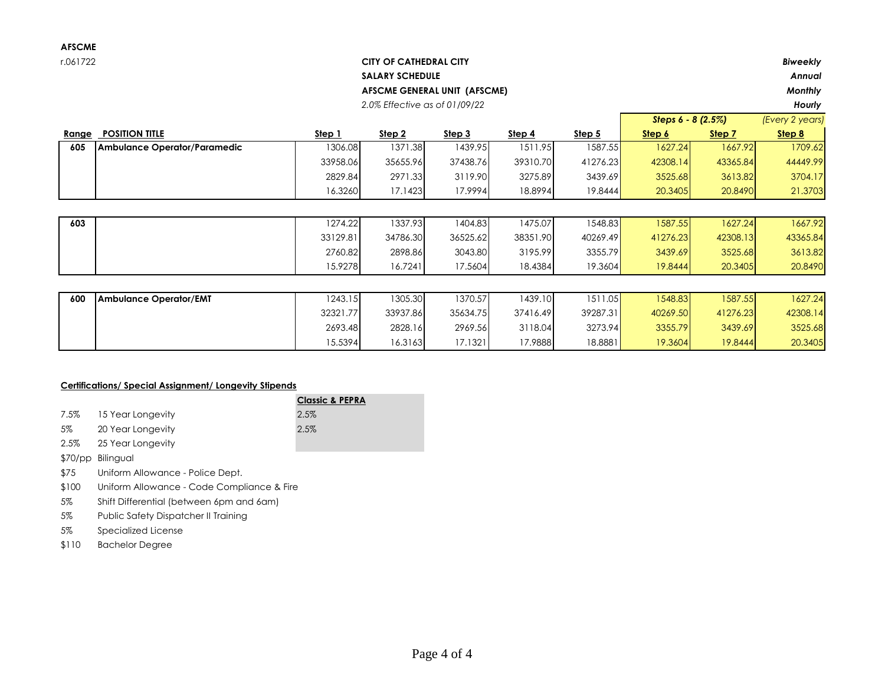AFSCME

r.061722

**CITY OF CATHEDRAL CITY**
**SALARY SCHEDULE**
**AFSCME GENERAL UNIT (AFSCME)**
*2.0% Effective as of 01/09/22*

***Biweekly***
***Annual***
***Monthly***
***Hourly***

| | | | | | | | *Steps 6 - 8 (2.5%)* | | *(Every 2 years)* |
|---|---|---|---|---|---|---|---|---|---|
| **Range** | **POSITION TITLE** | **Step 1** | **Step 2** | **Step 3** | **Step 4** | **Step 5** | **Step 6** | **Step 7** | **Step 8** |
| **605** | **Ambulance Operator/Paramedic** | 1306.08 | 1371.38 | 1439.95 | 1511.95 | 1587.55 | 1627.24 | 1667.92 | 1709.62 |
| | | 33958.06 | 35655.96 | 37438.76 | 39310.70 | 41276.23 | 42308.14 | 43365.84 | 44449.99 |
| | | 2829.84 | 2971.33 | 3119.90 | 3275.89 | 3439.69 | 3525.68 | 3613.82 | 3704.17 |
| | | 16.3260 | 17.1423 | 17.9994 | 18.8994 | 19.8444 | 20.3405 | 20.8490 | 21.3703 |
| **603** | | 1274.22 | 1337.93 | 1404.83 | 1475.07 | 1548.83 | 1587.55 | 1627.24 | 1667.92 |
| | | 33129.81 | 34786.30 | 36525.62 | 38351.90 | 40269.49 | 41276.23 | 42308.13 | 43365.84 |
| | | 2760.82 | 2898.86 | 3043.80 | 3195.99 | 3355.79 | 3439.69 | 3525.68 | 3613.82 |
| | | 15.9278 | 16.7241 | 17.5604 | 18.4384 | 19.3604 | 19.8444 | 20.3405 | 20.8490 |
| **600** | **Ambulance Operator/EMT** | 1243.15 | 1305.30 | 1370.57 | 1439.10 | 1511.05 | 1548.83 | 1587.55 | 1627.24 |
| | | 32321.77 | 33937.86 | 35634.75 | 37416.49 | 39287.31 | 40269.50 | 41276.23 | 42308.14 |
| | | 2693.48 | 2828.16 | 2969.56 | 3118.04 | 3273.94 | 3355.79 | 3439.69 | 3525.68 |
| | | 15.5394 | 16.3163 | 17.1321 | 17.9888 | 18.8881 | 19.3604 | 19.8444 | 20.3405 |

**Certifications/ Special Assignment/ Longevity Stipends**

| | | Classic & PEPRA |
|---|---|---|
| 7.5% | 15 Year Longevity | 2.5% |
| 5% | 20 Year Longevity | 2.5% |
| 2.5% | 25 Year Longevity | |
| $70/pp | Bilingual | |
| $75 | Uniform Allowance - Police Dept. | |
| $100 | Uniform Allowance - Code Compliance & Fire | |
| 5% | Shift Differential (between 6pm and 6am) | |
| 5% | Public Safety Dispatcher II Training | |
| 5% | Specialized License | |
| $110 | Bachelor Degree | |